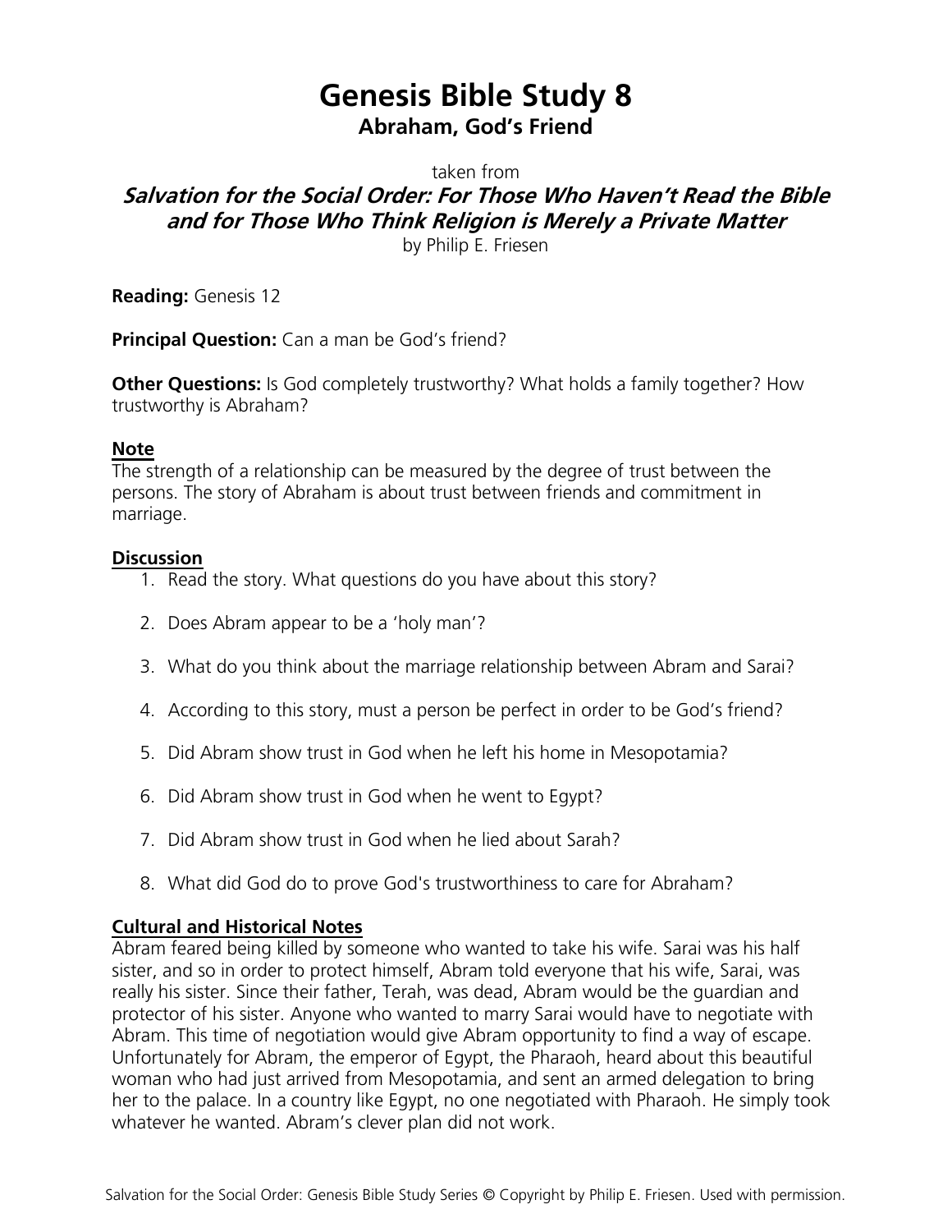# Genesis Bible Study 8

## Abraham, God's Friend

taken from

***Salvation for the Social Order: For Those Who Haven't Read the Bible and for Those Who Think Religion is Merely a Private Matter***

by Philip E. Friesen

**Reading:** Genesis 12

**Principal Question:** Can a man be God's friend?

**Other Questions:** Is God completely trustworthy? What holds a family together? How trustworthy is Abraham?

### Note

The strength of a relationship can be measured by the degree of trust between the persons. The story of Abraham is about trust between friends and commitment in marriage.

### Discussion

1. Read the story. What questions do you have about this story?
2. Does Abram appear to be a 'holy man'?
3. What do you think about the marriage relationship between Abram and Sarai?
4. According to this story, must a person be perfect in order to be God's friend?
5. Did Abram show trust in God when he left his home in Mesopotamia?
6. Did Abram show trust in God when he went to Egypt?
7. Did Abram show trust in God when he lied about Sarah?
8. What did God do to prove God's trustworthiness to care for Abraham?

### Cultural and Historical Notes

Abram feared being killed by someone who wanted to take his wife. Sarai was his half sister, and so in order to protect himself, Abram told everyone that his wife, Sarai, was really his sister. Since their father, Terah, was dead, Abram would be the guardian and protector of his sister. Anyone who wanted to marry Sarai would have to negotiate with Abram. This time of negotiation would give Abram opportunity to find a way of escape. Unfortunately for Abram, the emperor of Egypt, the Pharaoh, heard about this beautiful woman who had just arrived from Mesopotamia, and sent an armed delegation to bring her to the palace. In a country like Egypt, no one negotiated with Pharaoh. He simply took whatever he wanted. Abram's clever plan did not work.

Salvation for the Social Order: Genesis Bible Study Series © Copyright by Philip E. Friesen. Used with permission.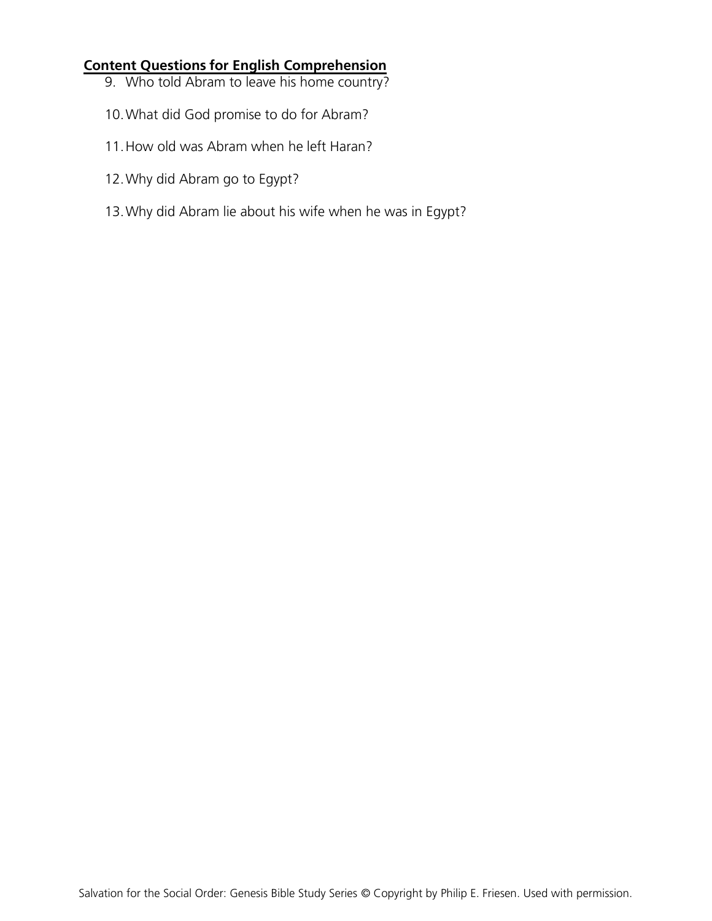**Content Questions for English Comprehension**

9. Who told Abram to leave his home country?

10. What did God promise to do for Abram?

11. How old was Abram when he left Haran?

12. Why did Abram go to Egypt?

13. Why did Abram lie about his wife when he was in Egypt?

Salvation for the Social Order: Genesis Bible Study Series © Copyright by Philip E. Friesen. Used with permission.